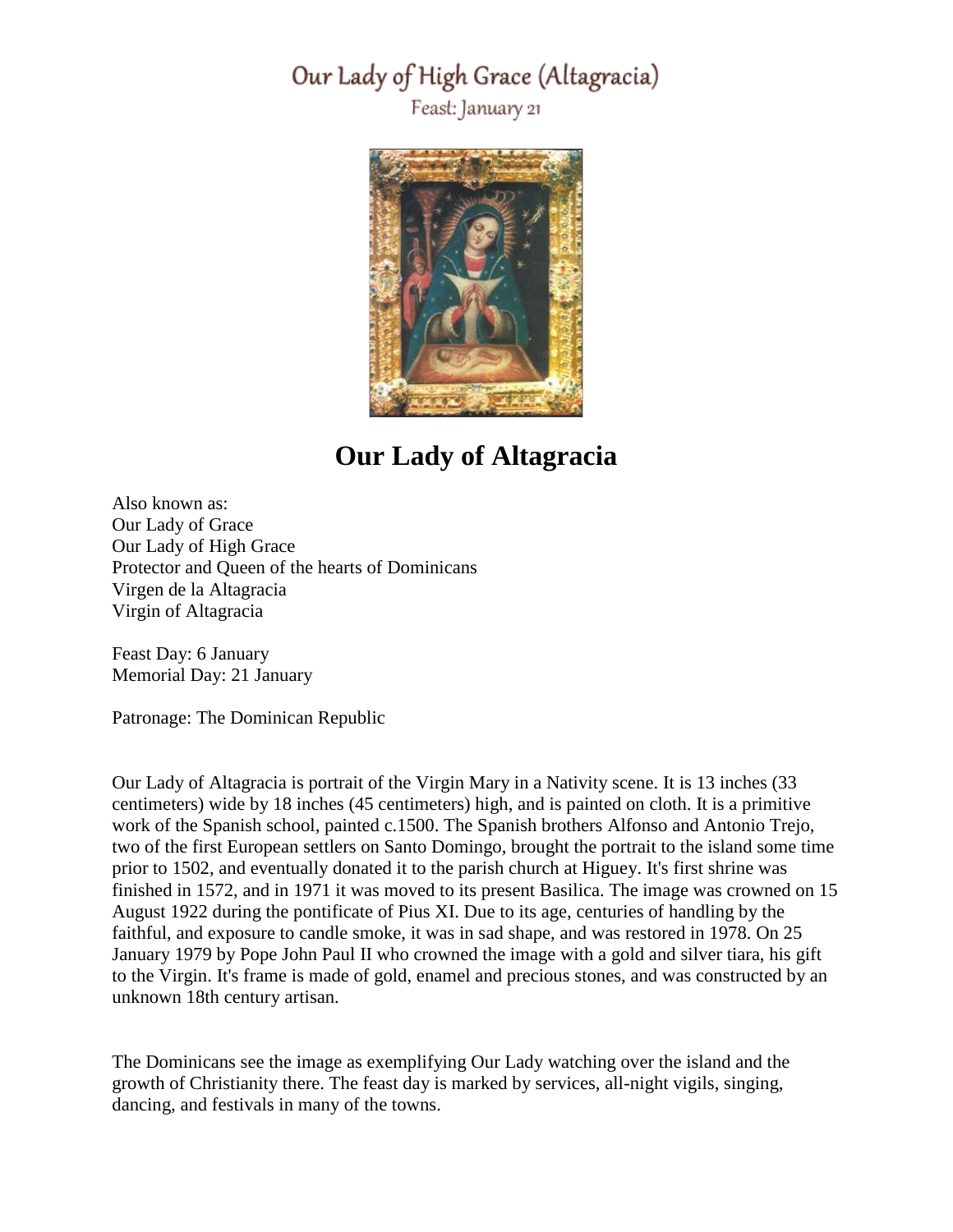# Our Lady of High Grace (Altagracia)

Feast: January 21

## Our Lady of Altagracia

Also known as:
Our Lady of Grace
Our Lady of High Grace
Protector and Queen of the hearts of Dominicans
Virgen de la Altagracia
Virgin of Altagracia

Feast Day: 6 January
Memorial Day: 21 January

Patronage: The Dominican Republic

Our Lady of Altagracia is portrait of the Virgin Mary in a Nativity scene. It is 13 inches (33 centimeters) wide by 18 inches (45 centimeters) high, and is painted on cloth. It is a primitive work of the Spanish school, painted c.1500. The Spanish brothers Alfonso and Antonio Trejo, two of the first European settlers on Santo Domingo, brought the portrait to the island some time prior to 1502, and eventually donated it to the parish church at Higuey. It's first shrine was finished in 1572, and in 1971 it was moved to its present Basilica. The image was crowned on 15 August 1922 during the pontificate of Pius XI. Due to its age, centuries of handling by the faithful, and exposure to candle smoke, it was in sad shape, and was restored in 1978. On 25 January 1979 by Pope John Paul II who crowned the image with a gold and silver tiara, his gift to the Virgin. It's frame is made of gold, enamel and precious stones, and was constructed by an unknown 18th century artisan.

The Dominicans see the image as exemplifying Our Lady watching over the island and the growth of Christianity there. The feast day is marked by services, all-night vigils, singing, dancing, and festivals in many of the towns.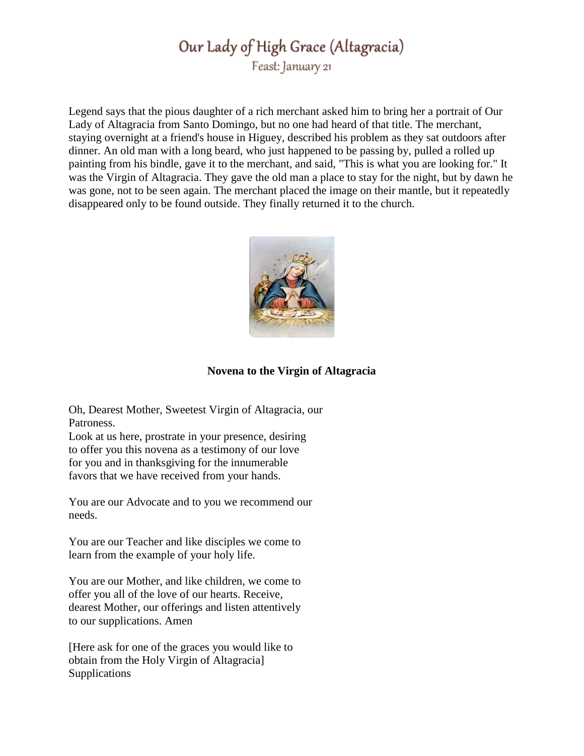# Our Lady of High Grace (Altagracia)

Feast: January 21

Legend says that the pious daughter of a rich merchant asked him to bring her a portrait of Our Lady of Altagracia from Santo Domingo, but no one had heard of that title. The merchant, staying overnight at a friend's house in Higuey, described his problem as they sat outdoors after dinner. An old man with a long beard, who just happened to be passing by, pulled a rolled up painting from his bindle, gave it to the merchant, and said, "This is what you are looking for." It was the Virgin of Altagracia. They gave the old man a place to stay for the night, but by dawn he was gone, not to be seen again. The merchant placed the image on their mantle, but it repeatedly disappeared only to be found outside. They finally returned it to the church.

**Novena to the Virgin of Altagracia**

Oh, Dearest Mother, Sweetest Virgin of Altagracia, our Patroness.
Look at us here, prostrate in your presence, desiring to offer you this novena as a testimony of our love for you and in thanksgiving for the innumerable favors that we have received from your hands.

You are our Advocate and to you we recommend our needs.

You are our Teacher and like disciples we come to learn from the example of your holy life.

You are our Mother, and like children, we come to offer you all of the love of our hearts. Receive, dearest Mother, our offerings and listen attentively to our supplications. Amen

[Here ask for one of the graces you would like to obtain from the Holy Virgin of Altagracia]
Supplications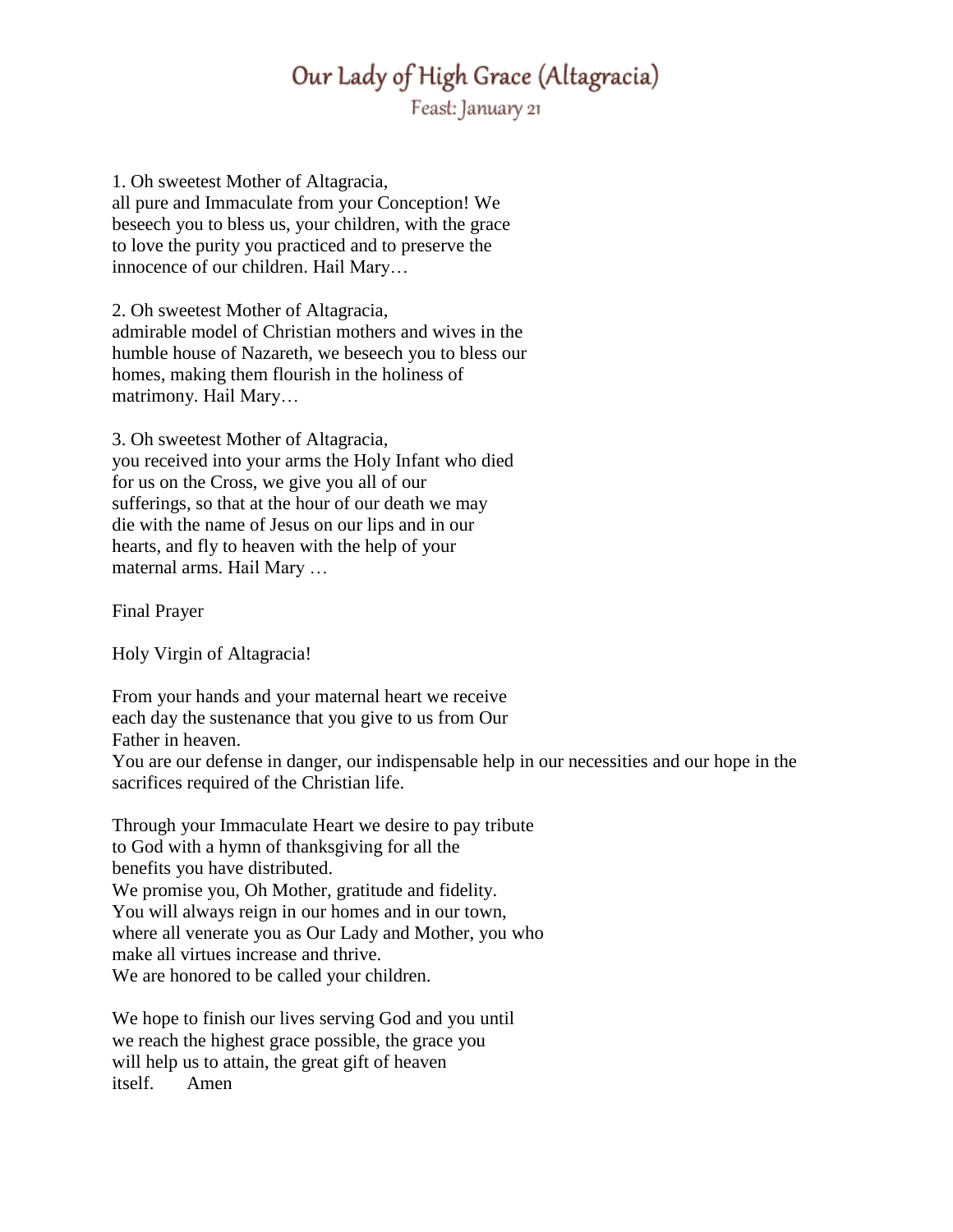# Our Lady of High Grace (Altagracia)

Feast: January 21

1. Oh sweetest Mother of Altagracia, all pure and Immaculate from your Conception! We beseech you to bless us, your children, with the grace to love the purity you practiced and to preserve the innocence of our children. Hail Mary…

2. Oh sweetest Mother of Altagracia, admirable model of Christian mothers and wives in the humble house of Nazareth, we beseech you to bless our homes, making them flourish in the holiness of matrimony. Hail Mary…

3. Oh sweetest Mother of Altagracia, you received into your arms the Holy Infant who died for us on the Cross, we give you all of our sufferings, so that at the hour of our death we may die with the name of Jesus on our lips and in our hearts, and fly to heaven with the help of your maternal arms. Hail Mary …

Final Prayer

Holy Virgin of Altagracia!

From your hands and your maternal heart we receive each day the sustenance that you give to us from Our Father in heaven.
You are our defense in danger, our indispensable help in our necessities and our hope in the sacrifices required of the Christian life.

Through your Immaculate Heart we desire to pay tribute to God with a hymn of thanksgiving for all the benefits you have distributed.
We promise you, Oh Mother, gratitude and fidelity.
You will always reign in our homes and in our town, where all venerate you as Our Lady and Mother, you who make all virtues increase and thrive.
We are honored to be called your children.

We hope to finish our lives serving God and you until we reach the highest grace possible, the grace you will help us to attain, the great gift of heaven itself. Amen